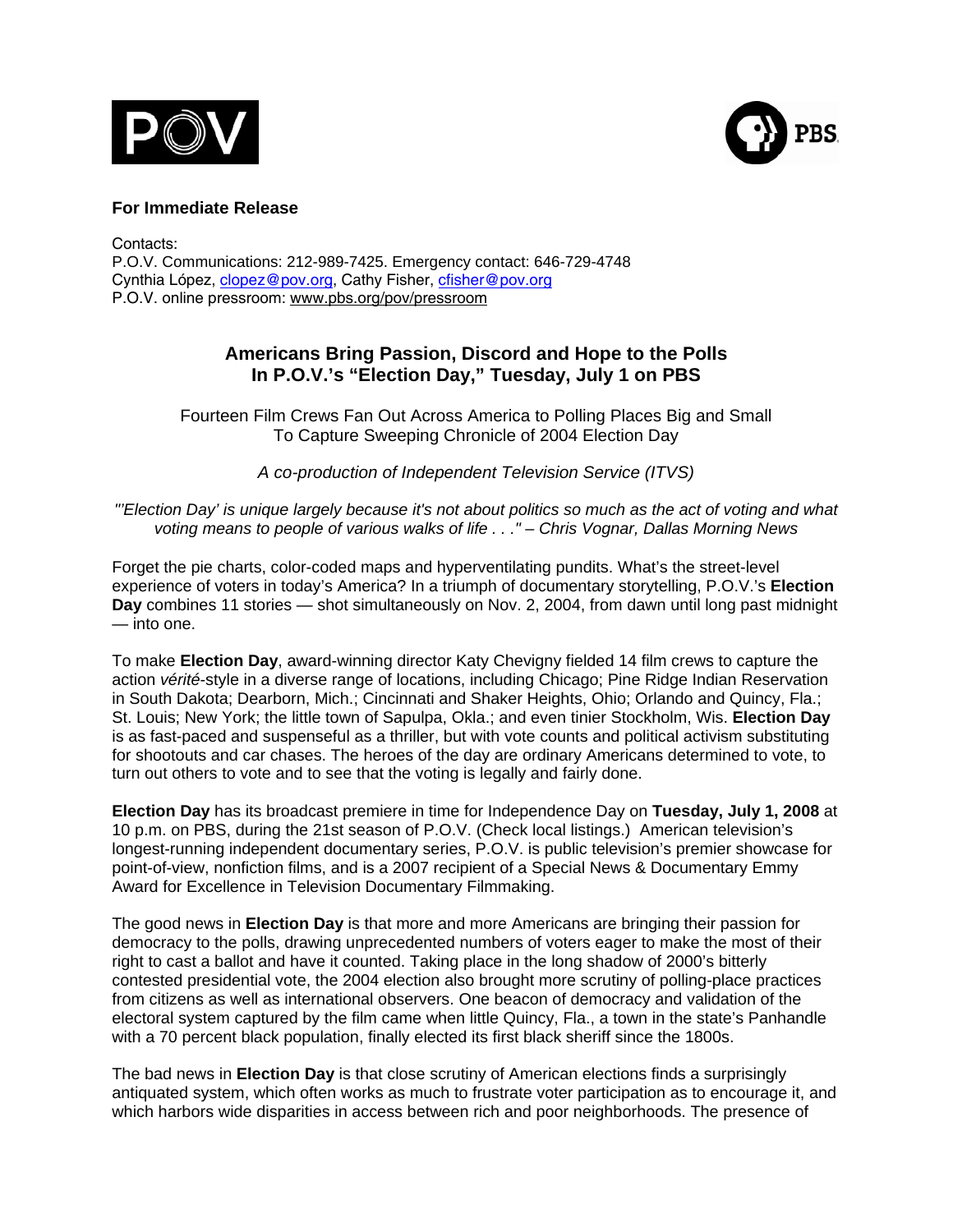**For Immediate Release**

Contacts:
P.O.V. Communications: 212-989-7425. Emergency contact: 646-729-4748
Cynthia López, clopez@pov.org, Cathy Fisher, cfisher@pov.org
P.O.V. online pressroom: www.pbs.org/pov/pressroom

## Americans Bring Passion, Discord and Hope to the Polls In P.O.V.'s "Election Day," Tuesday, July 1 on PBS

Fourteen Film Crews Fan Out Across America to Polling Places Big and Small To Capture Sweeping Chronicle of 2004 Election Day

*A co-production of Independent Television Service (ITVS)*

*"'Election Day' is unique largely because it's not about politics so much as the act of voting and what voting means to people of various walks of life . . ." – Chris Vognar, Dallas Morning News*

Forget the pie charts, color-coded maps and hyperventilating pundits. What's the street-level experience of voters in today's America? In a triumph of documentary storytelling, P.O.V.'s **Election Day** combines 11 stories — shot simultaneously on Nov. 2, 2004, from dawn until long past midnight — into one.

To make **Election Day**, award-winning director Katy Chevigny fielded 14 film crews to capture the action *vérité*-style in a diverse range of locations, including Chicago; Pine Ridge Indian Reservation in South Dakota; Dearborn, Mich.; Cincinnati and Shaker Heights, Ohio; Orlando and Quincy, Fla.; St. Louis; New York; the little town of Sapulpa, Okla.; and even tinier Stockholm, Wis. **Election Day** is as fast-paced and suspenseful as a thriller, but with vote counts and political activism substituting for shootouts and car chases. The heroes of the day are ordinary Americans determined to vote, to turn out others to vote and to see that the voting is legally and fairly done.

**Election Day** has its broadcast premiere in time for Independence Day on **Tuesday, July 1, 2008** at 10 p.m. on PBS, during the 21st season of P.O.V. (Check local listings.) American television's longest-running independent documentary series, P.O.V. is public television's premier showcase for point-of-view, nonfiction films, and is a 2007 recipient of a Special News & Documentary Emmy Award for Excellence in Television Documentary Filmmaking.

The good news in **Election Day** is that more and more Americans are bringing their passion for democracy to the polls, drawing unprecedented numbers of voters eager to make the most of their right to cast a ballot and have it counted. Taking place in the long shadow of 2000's bitterly contested presidential vote, the 2004 election also brought more scrutiny of polling-place practices from citizens as well as international observers. One beacon of democracy and validation of the electoral system captured by the film came when little Quincy, Fla., a town in the state's Panhandle with a 70 percent black population, finally elected its first black sheriff since the 1800s.

The bad news in **Election Day** is that close scrutiny of American elections finds a surprisingly antiquated system, which often works as much to frustrate voter participation as to encourage it, and which harbors wide disparities in access between rich and poor neighborhoods. The presence of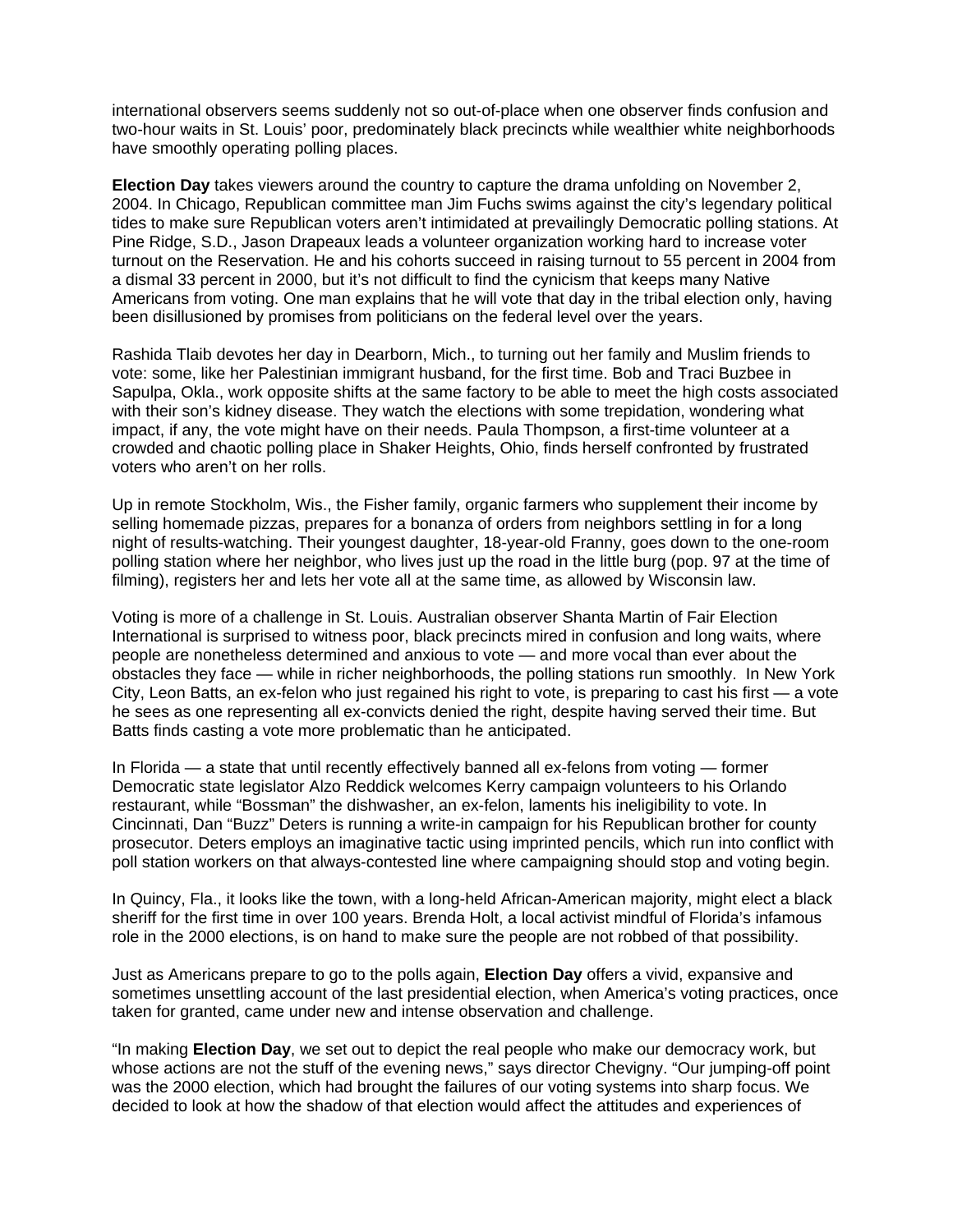international observers seems suddenly not so out-of-place when one observer finds confusion and two-hour waits in St. Louis' poor, predominately black precincts while wealthier white neighborhoods have smoothly operating polling places.

**Election Day** takes viewers around the country to capture the drama unfolding on November 2, 2004. In Chicago, Republican committee man Jim Fuchs swims against the city's legendary political tides to make sure Republican voters aren't intimidated at prevailingly Democratic polling stations. At Pine Ridge, S.D., Jason Drapeaux leads a volunteer organization working hard to increase voter turnout on the Reservation. He and his cohorts succeed in raising turnout to 55 percent in 2004 from a dismal 33 percent in 2000, but it's not difficult to find the cynicism that keeps many Native Americans from voting. One man explains that he will vote that day in the tribal election only, having been disillusioned by promises from politicians on the federal level over the years.

Rashida Tlaib devotes her day in Dearborn, Mich., to turning out her family and Muslim friends to vote: some, like her Palestinian immigrant husband, for the first time. Bob and Traci Buzbee in Sapulpa, Okla., work opposite shifts at the same factory to be able to meet the high costs associated with their son's kidney disease. They watch the elections with some trepidation, wondering what impact, if any, the vote might have on their needs. Paula Thompson, a first-time volunteer at a crowded and chaotic polling place in Shaker Heights, Ohio, finds herself confronted by frustrated voters who aren't on her rolls.

Up in remote Stockholm, Wis., the Fisher family, organic farmers who supplement their income by selling homemade pizzas, prepares for a bonanza of orders from neighbors settling in for a long night of results-watching. Their youngest daughter, 18-year-old Franny, goes down to the one-room polling station where her neighbor, who lives just up the road in the little burg (pop. 97 at the time of filming), registers her and lets her vote all at the same time, as allowed by Wisconsin law.

Voting is more of a challenge in St. Louis. Australian observer Shanta Martin of Fair Election International is surprised to witness poor, black precincts mired in confusion and long waits, where people are nonetheless determined and anxious to vote — and more vocal than ever about the obstacles they face — while in richer neighborhoods, the polling stations run smoothly. In New York City, Leon Batts, an ex-felon who just regained his right to vote, is preparing to cast his first — a vote he sees as one representing all ex-convicts denied the right, despite having served their time. But Batts finds casting a vote more problematic than he anticipated.

In Florida — a state that until recently effectively banned all ex-felons from voting — former Democratic state legislator Alzo Reddick welcomes Kerry campaign volunteers to his Orlando restaurant, while "Bossman" the dishwasher, an ex-felon, laments his ineligibility to vote. In Cincinnati, Dan "Buzz" Deters is running a write-in campaign for his Republican brother for county prosecutor. Deters employs an imaginative tactic using imprinted pencils, which run into conflict with poll station workers on that always-contested line where campaigning should stop and voting begin.

In Quincy, Fla., it looks like the town, with a long-held African-American majority, might elect a black sheriff for the first time in over 100 years. Brenda Holt, a local activist mindful of Florida's infamous role in the 2000 elections, is on hand to make sure the people are not robbed of that possibility.

Just as Americans prepare to go to the polls again, **Election Day** offers a vivid, expansive and sometimes unsettling account of the last presidential election, when America's voting practices, once taken for granted, came under new and intense observation and challenge.

"In making **Election Day**, we set out to depict the real people who make our democracy work, but whose actions are not the stuff of the evening news," says director Chevigny. "Our jumping-off point was the 2000 election, which had brought the failures of our voting systems into sharp focus. We decided to look at how the shadow of that election would affect the attitudes and experiences of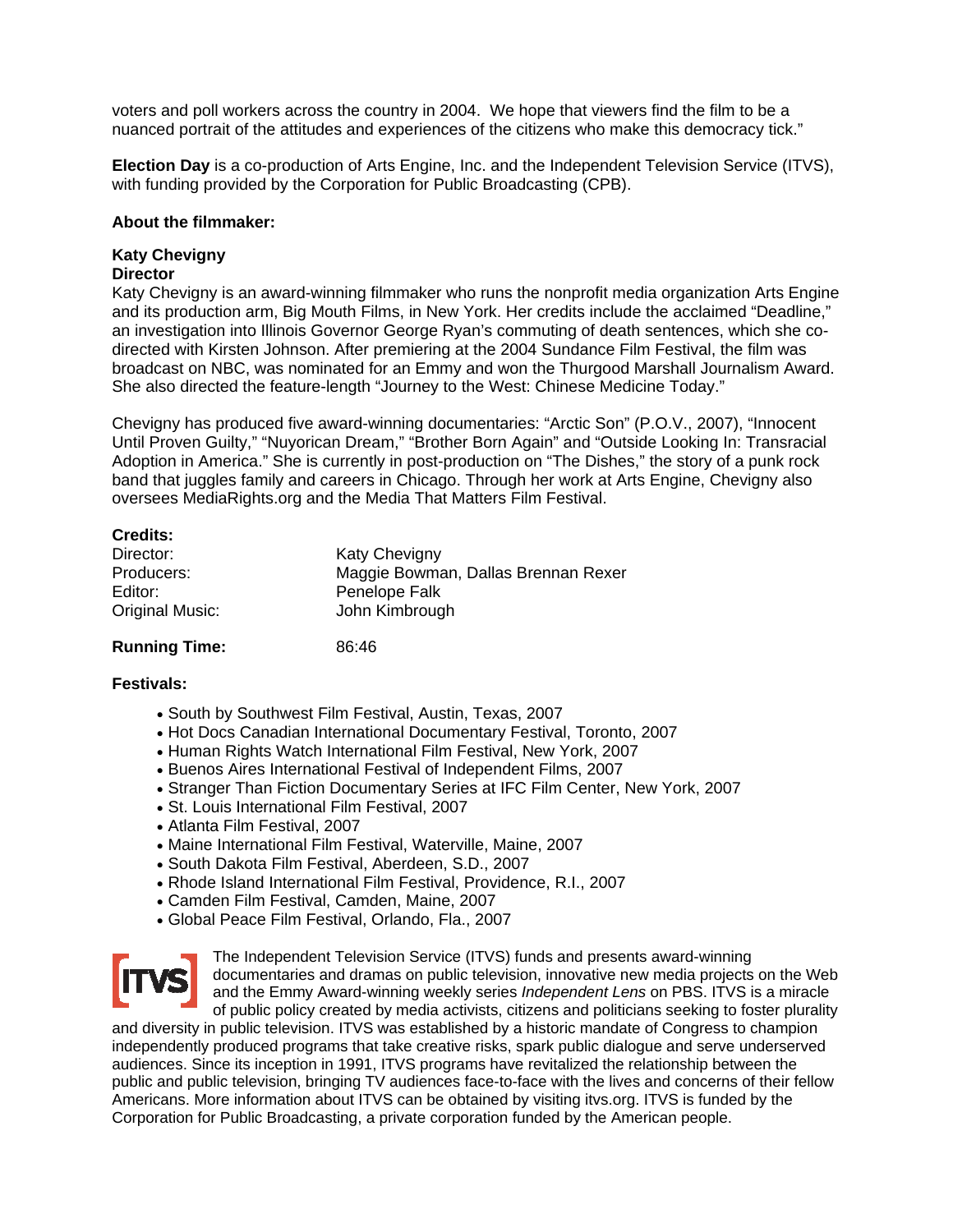voters and poll workers across the country in 2004. We hope that viewers find the film to be a nuanced portrait of the attitudes and experiences of the citizens who make this democracy tick."

**Election Day** is a co-production of Arts Engine, Inc. and the Independent Television Service (ITVS), with funding provided by the Corporation for Public Broadcasting (CPB).

**About the filmmaker:**

**Katy Chevigny**
**Director**
Katy Chevigny is an award-winning filmmaker who runs the nonprofit media organization Arts Engine and its production arm, Big Mouth Films, in New York. Her credits include the acclaimed "Deadline," an investigation into Illinois Governor George Ryan's commuting of death sentences, which she co-directed with Kirsten Johnson. After premiering at the 2004 Sundance Film Festival, the film was broadcast on NBC, was nominated for an Emmy and won the Thurgood Marshall Journalism Award. She also directed the feature-length "Journey to the West: Chinese Medicine Today."

Chevigny has produced five award-winning documentaries: "Arctic Son" (P.O.V., 2007), "Innocent Until Proven Guilty," "Nuyorican Dream," "Brother Born Again" and "Outside Looking In: Transracial Adoption in America." She is currently in post-production on "The Dishes," the story of a punk rock band that juggles family and careers in Chicago. Through her work at Arts Engine, Chevigny also oversees MediaRights.org and the Media That Matters Film Festival.

**Credits:**

| | |
|---|---|
| Director: | Katy Chevigny |
| Producers: | Maggie Bowman, Dallas Brennan Rexer |
| Editor: | Penelope Falk |
| Original Music: | John Kimbrough |

**Running Time:** 86:46

**Festivals:**

- South by Southwest Film Festival, Austin, Texas, 2007
- Hot Docs Canadian International Documentary Festival, Toronto, 2007
- Human Rights Watch International Film Festival, New York, 2007
- Buenos Aires International Festival of Independent Films, 2007
- Stranger Than Fiction Documentary Series at IFC Film Center, New York, 2007
- St. Louis International Film Festival, 2007
- Atlanta Film Festival, 2007
- Maine International Film Festival, Waterville, Maine, 2007
- South Dakota Film Festival, Aberdeen, S.D., 2007
- Rhode Island International Film Festival, Providence, R.I., 2007
- Camden Film Festival, Camden, Maine, 2007
- Global Peace Film Festival, Orlando, Fla., 2007

ITVS

The Independent Television Service (ITVS) funds and presents award-winning documentaries and dramas on public television, innovative new media projects on the Web and the Emmy Award-winning weekly series *Independent Lens* on PBS. ITVS is a miracle of public policy created by media activists, citizens and politicians seeking to foster plurality and diversity in public television. ITVS was established by a historic mandate of Congress to champion independently produced programs that take creative risks, spark public dialogue and serve underserved audiences. Since its inception in 1991, ITVS programs have revitalized the relationship between the public and public television, bringing TV audiences face-to-face with the lives and concerns of their fellow Americans. More information about ITVS can be obtained by visiting itvs.org. ITVS is funded by the Corporation for Public Broadcasting, a private corporation funded by the American people.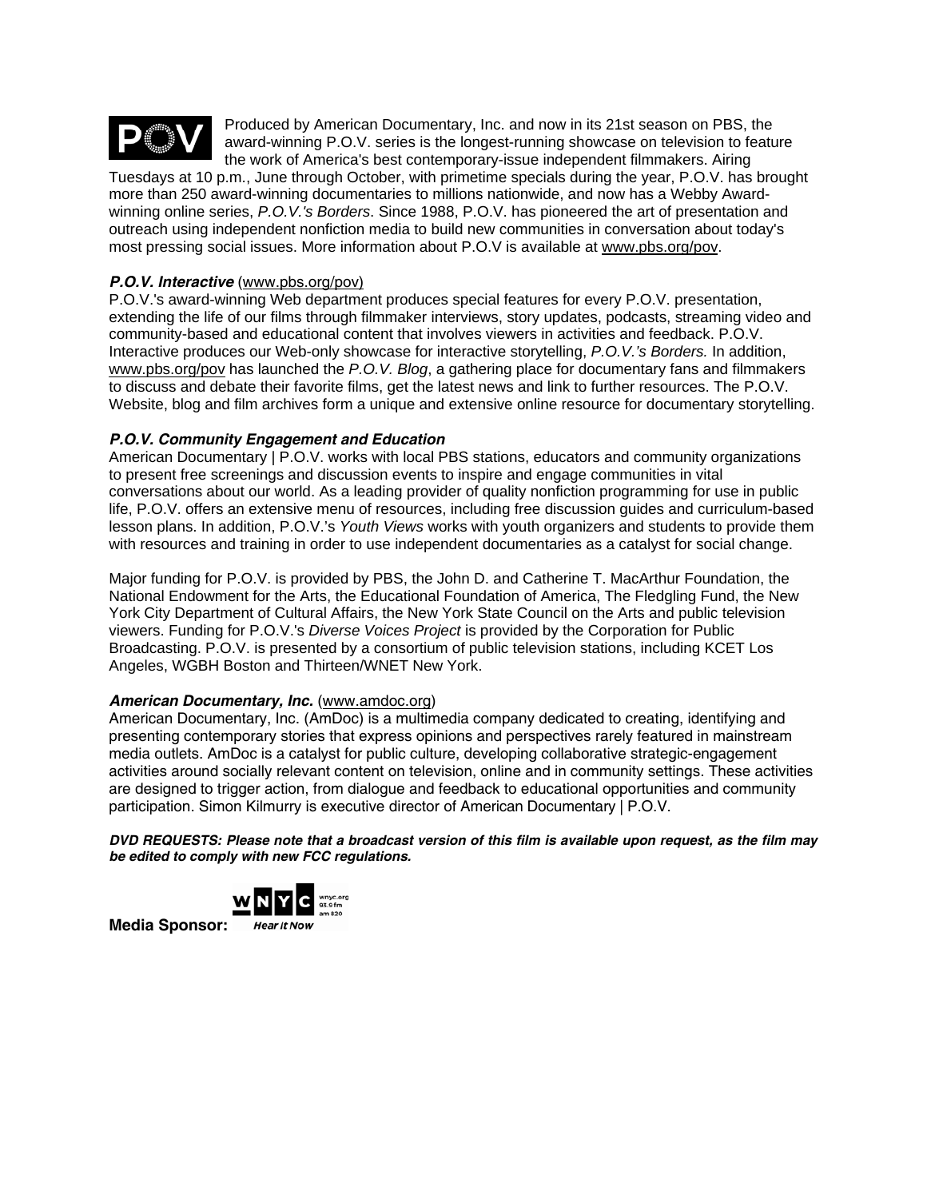Produced by American Documentary, Inc. and now in its 21st season on PBS, the award-winning P.O.V. series is the longest-running showcase on television to feature the work of America's best contemporary-issue independent filmmakers. Airing Tuesdays at 10 p.m., June through October, with primetime specials during the year, P.O.V. has brought more than 250 award-winning documentaries to millions nationwide, and now has a Webby Award-winning online series, *P.O.V.'s Borders*. Since 1988, P.O.V. has pioneered the art of presentation and outreach using independent nonfiction media to build new communities in conversation about today's most pressing social issues. More information about P.O.V is available at www.pbs.org/pov.

***P.O.V. Interactive*** (www.pbs.org/pov)

P.O.V.'s award-winning Web department produces special features for every P.O.V. presentation, extending the life of our films through filmmaker interviews, story updates, podcasts, streaming video and community-based and educational content that involves viewers in activities and feedback. P.O.V. Interactive produces our Web-only showcase for interactive storytelling, *P.O.V.'s Borders.* In addition, www.pbs.org/pov has launched the *P.O.V. Blog*, a gathering place for documentary fans and filmmakers to discuss and debate their favorite films, get the latest news and link to further resources. The P.O.V. Website, blog and film archives form a unique and extensive online resource for documentary storytelling.

***P.O.V. Community Engagement and Education***

American Documentary | P.O.V. works with local PBS stations, educators and community organizations to present free screenings and discussion events to inspire and engage communities in vital conversations about our world. As a leading provider of quality nonfiction programming for use in public life, P.O.V. offers an extensive menu of resources, including free discussion guides and curriculum-based lesson plans. In addition, P.O.V.'s *Youth Views* works with youth organizers and students to provide them with resources and training in order to use independent documentaries as a catalyst for social change.

Major funding for P.O.V. is provided by PBS, the John D. and Catherine T. MacArthur Foundation, the National Endowment for the Arts, the Educational Foundation of America, The Fledgling Fund, the New York City Department of Cultural Affairs, the New York State Council on the Arts and public television viewers. Funding for P.O.V.'s *Diverse Voices Project* is provided by the Corporation for Public Broadcasting. P.O.V. is presented by a consortium of public television stations, including KCET Los Angeles, WGBH Boston and Thirteen/WNET New York.

***American Documentary, Inc.*** (www.amdoc.org)

American Documentary, Inc. (AmDoc) is a multimedia company dedicated to creating, identifying and presenting contemporary stories that express opinions and perspectives rarely featured in mainstream media outlets. AmDoc is a catalyst for public culture, developing collaborative strategic-engagement activities around socially relevant content on television, online and in community settings. These activities are designed to trigger action, from dialogue and feedback to educational opportunities and community participation. Simon Kilmurry is executive director of American Documentary | P.O.V.

***DVD REQUESTS: Please note that a broadcast version of this film is available upon request, as the film may be edited to comply with new FCC regulations.***

**Media Sponsor:** WNYC wnyc.org 93.9 fm am 820 Hear It Now